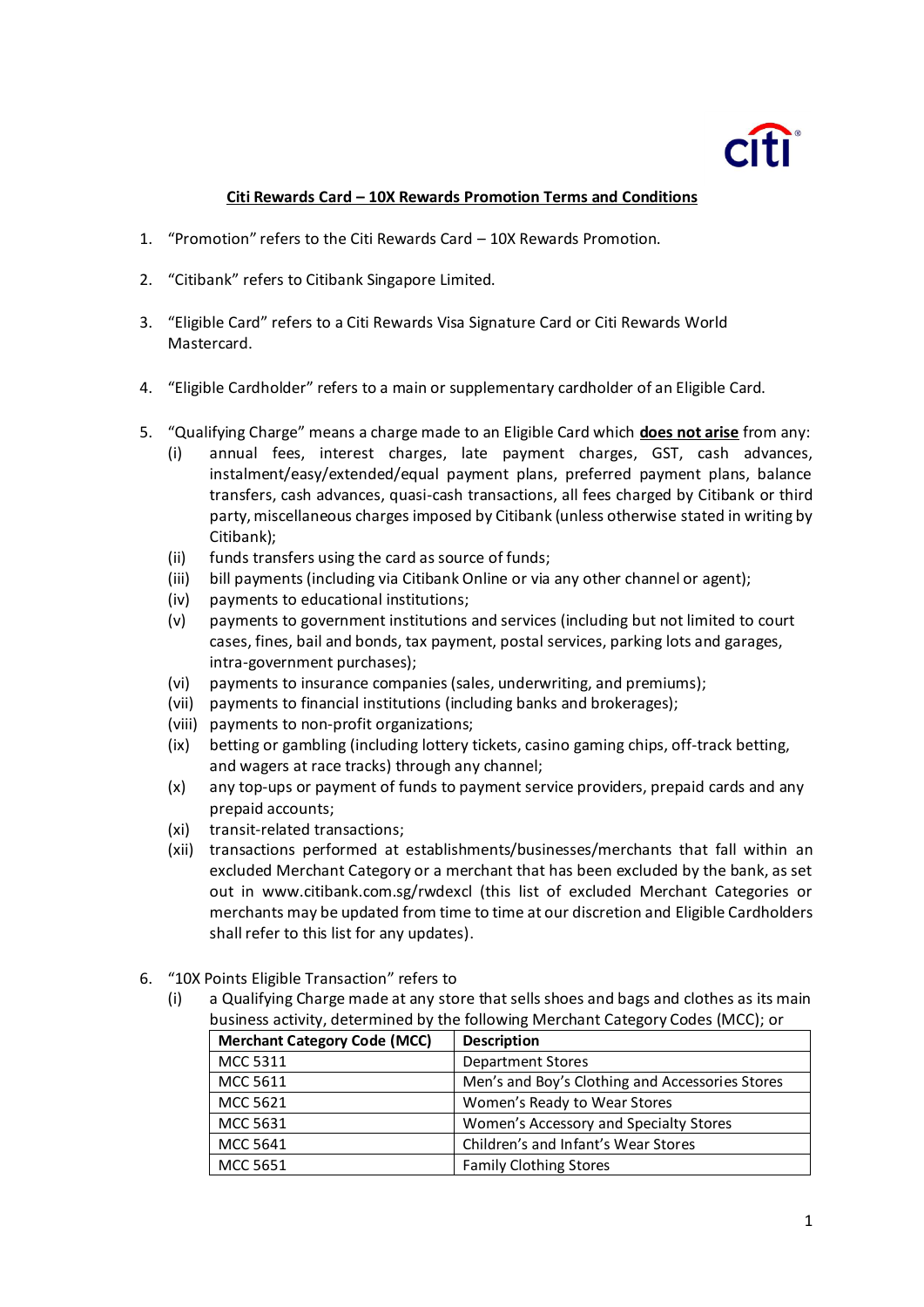**Citi Rewards Card – 10X Rewards Promotion Terms and Conditions**

1. "Promotion" refers to the Citi Rewards Card – 10X Rewards Promotion.

2. "Citibank" refers to Citibank Singapore Limited.

3. "Eligible Card" refers to a Citi Rewards Visa Signature Card or Citi Rewards World Mastercard.

4. "Eligible Cardholder" refers to a main or supplementary cardholder of an Eligible Card.

5. "Qualifying Charge" means a charge made to an Eligible Card which **does not arise** from any:
   (i) annual fees, interest charges, late payment charges, GST, cash advances, instalment/easy/extended/equal payment plans, preferred payment plans, balance transfers, cash advances, quasi-cash transactions, all fees charged by Citibank or third party, miscellaneous charges imposed by Citibank (unless otherwise stated in writing by Citibank);
   (ii) funds transfers using the card as source of funds;
   (iii) bill payments (including via Citibank Online or via any other channel or agent);
   (iv) payments to educational institutions;
   (v) payments to government institutions and services (including but not limited to court cases, fines, bail and bonds, tax payment, postal services, parking lots and garages, intra-government purchases);
   (vi) payments to insurance companies (sales, underwriting, and premiums);
   (vii) payments to financial institutions (including banks and brokerages);
   (viii) payments to non-profit organizations;
   (ix) betting or gambling (including lottery tickets, casino gaming chips, off-track betting, and wagers at race tracks) through any channel;
   (x) any top-ups or payment of funds to payment service providers, prepaid cards and any prepaid accounts;
   (xi) transit-related transactions;
   (xii) transactions performed at establishments/businesses/merchants that fall within an excluded Merchant Category or a merchant that has been excluded by the bank, as set out in www.citibank.com.sg/rwdexcl (this list of excluded Merchant Categories or merchants may be updated from time to time at our discretion and Eligible Cardholders shall refer to this list for any updates).

6. "10X Points Eligible Transaction" refers to
   (i) a Qualifying Charge made at any store that sells shoes and bags and clothes as its main business activity, determined by the following Merchant Category Codes (MCC); or

| Merchant Category Code (MCC) | Description |
|---|---|
| MCC 5311 | Department Stores |
| MCC 5611 | Men's and Boy's Clothing and Accessories Stores |
| MCC 5621 | Women's Ready to Wear Stores |
| MCC 5631 | Women's Accessory and Specialty Stores |
| MCC 5641 | Children's and Infant's Wear Stores |
| MCC 5651 | Family Clothing Stores |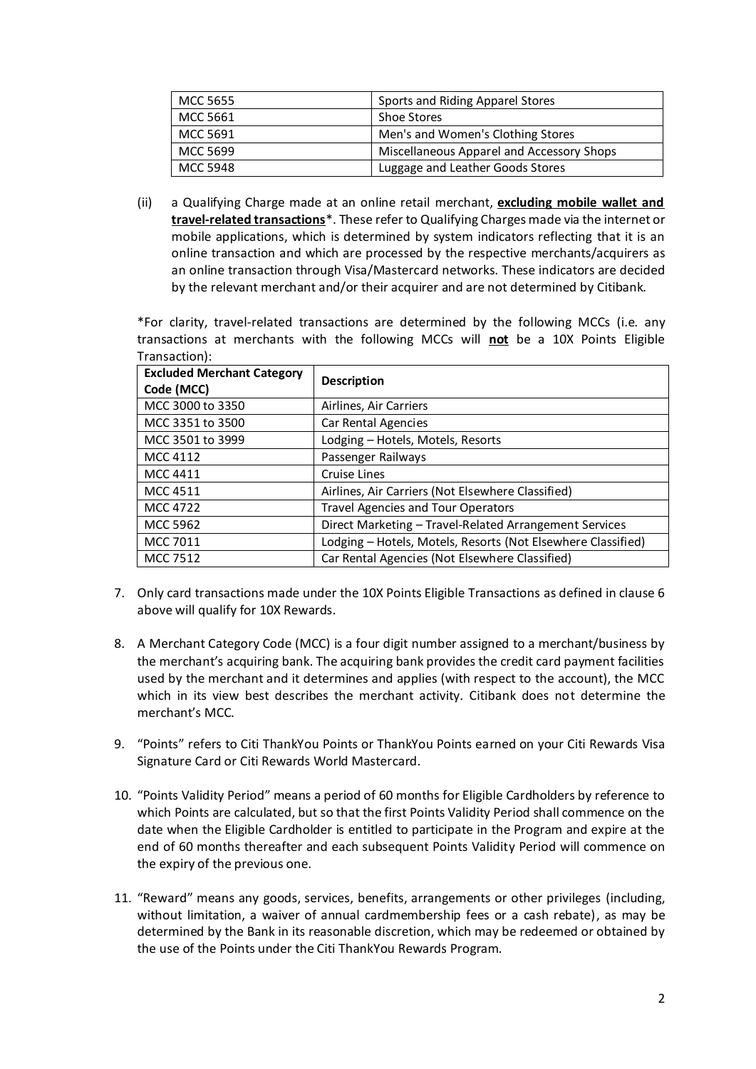| MCC 5655 | Sports and Riding Apparel Stores |
| --- | --- |
| MCC 5661 | Shoe Stores |
| MCC 5691 | Men's and Women's Clothing Stores |
| MCC 5699 | Miscellaneous Apparel and Accessory Shops |
| MCC 5948 | Luggage and Leather Goods Stores |

(ii) a Qualifying Charge made at an online retail merchant, **excluding mobile wallet and travel-related transactions***. These refer to Qualifying Charges made via the internet or mobile applications, which is determined by system indicators reflecting that it is an online transaction and which are processed by the respective merchants/acquirers as an online transaction through Visa/Mastercard networks. These indicators are decided by the relevant merchant and/or their acquirer and are not determined by Citibank.

*For clarity, travel-related transactions are determined by the following MCCs (i.e. any transactions at merchants with the following MCCs will **not** be a 10X Points Eligible Transaction):

| Excluded Merchant Category Code (MCC) | Description |
| --- | --- |
| MCC 3000 to 3350 | Airlines, Air Carriers |
| MCC 3351 to 3500 | Car Rental Agencies |
| MCC 3501 to 3999 | Lodging – Hotels, Motels, Resorts |
| MCC 4112 | Passenger Railways |
| MCC 4411 | Cruise Lines |
| MCC 4511 | Airlines, Air Carriers (Not Elsewhere Classified) |
| MCC 4722 | Travel Agencies and Tour Operators |
| MCC 5962 | Direct Marketing – Travel-Related Arrangement Services |
| MCC 7011 | Lodging – Hotels, Motels, Resorts (Not Elsewhere Classified) |
| MCC 7512 | Car Rental Agencies (Not Elsewhere Classified) |

7. Only card transactions made under the 10X Points Eligible Transactions as defined in clause 6 above will qualify for 10X Rewards.

8. A Merchant Category Code (MCC) is a four digit number assigned to a merchant/business by the merchant's acquiring bank. The acquiring bank provides the credit card payment facilities used by the merchant and it determines and applies (with respect to the account), the MCC which in its view best describes the merchant activity. Citibank does not determine the merchant's MCC.

9. "Points" refers to Citi ThankYou Points or ThankYou Points earned on your Citi Rewards Visa Signature Card or Citi Rewards World Mastercard.

10. "Points Validity Period" means a period of 60 months for Eligible Cardholders by reference to which Points are calculated, but so that the first Points Validity Period shall commence on the date when the Eligible Cardholder is entitled to participate in the Program and expire at the end of 60 months thereafter and each subsequent Points Validity Period will commence on the expiry of the previous one.

11. "Reward" means any goods, services, benefits, arrangements or other privileges (including, without limitation, a waiver of annual cardmembership fees or a cash rebate), as may be determined by the Bank in its reasonable discretion, which may be redeemed or obtained by the use of the Points under the Citi ThankYou Rewards Program.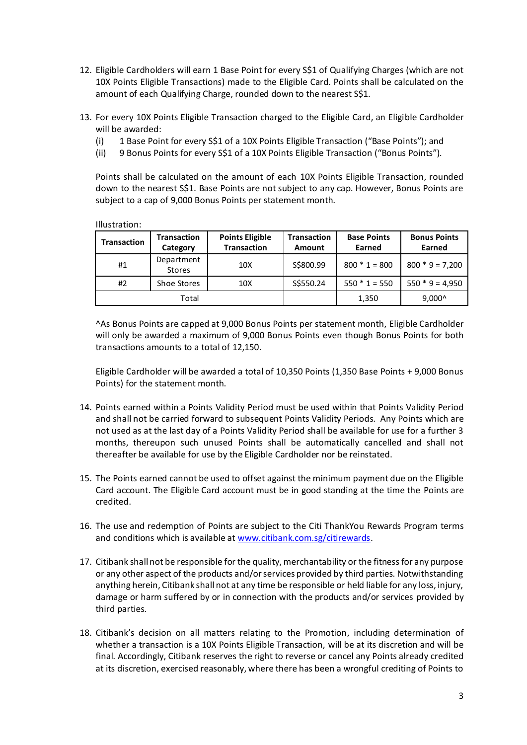12. Eligible Cardholders will earn 1 Base Point for every S$1 of Qualifying Charges (which are not 10X Points Eligible Transactions) made to the Eligible Card. Points shall be calculated on the amount of each Qualifying Charge, rounded down to the nearest S$1.

13. For every 10X Points Eligible Transaction charged to the Eligible Card, an Eligible Cardholder will be awarded:
    (i) 1 Base Point for every S$1 of a 10X Points Eligible Transaction ("Base Points"); and
    (ii) 9 Bonus Points for every S$1 of a 10X Points Eligible Transaction ("Bonus Points").

    Points shall be calculated on the amount of each 10X Points Eligible Transaction, rounded down to the nearest S$1. Base Points are not subject to any cap. However, Bonus Points are subject to a cap of 9,000 Bonus Points per statement month.

    Illustration:

    | Transaction | Transaction Category | Points Eligible Transaction | Transaction Amount | Base Points Earned | Bonus Points Earned |
    |---|---|---|---|---|---|
    | #1 | Department Stores | 10X | S$800.99 | 800 * 1 = 800 | 800 * 9 = 7,200 |
    | #2 | Shoe Stores | 10X | S$550.24 | 550 * 1 = 550 | 550 * 9 = 4,950 |
    | Total | | | | 1,350 | 9,000^ |

    ^As Bonus Points are capped at 9,000 Bonus Points per statement month, Eligible Cardholder will only be awarded a maximum of 9,000 Bonus Points even though Bonus Points for both transactions amounts to a total of 12,150.

    Eligible Cardholder will be awarded a total of 10,350 Points (1,350 Base Points + 9,000 Bonus Points) for the statement month.

14. Points earned within a Points Validity Period must be used within that Points Validity Period and shall not be carried forward to subsequent Points Validity Periods. Any Points which are not used as at the last day of a Points Validity Period shall be available for use for a further 3 months, thereupon such unused Points shall be automatically cancelled and shall not thereafter be available for use by the Eligible Cardholder nor be reinstated.

15. The Points earned cannot be used to offset against the minimum payment due on the Eligible Card account. The Eligible Card account must be in good standing at the time the Points are credited.

16. The use and redemption of Points are subject to the Citi ThankYou Rewards Program terms and conditions which is available at www.citibank.com.sg/citirewards.

17. Citibank shall not be responsible for the quality, merchantability or the fitness for any purpose or any other aspect of the products and/or services provided by third parties. Notwithstanding anything herein, Citibank shall not at any time be responsible or held liable for any loss, injury, damage or harm suffered by or in connection with the products and/or services provided by third parties.

18. Citibank's decision on all matters relating to the Promotion, including determination of whether a transaction is a 10X Points Eligible Transaction, will be at its discretion and will be final. Accordingly, Citibank reserves the right to reverse or cancel any Points already credited at its discretion, exercised reasonably, where there has been a wrongful crediting of Points to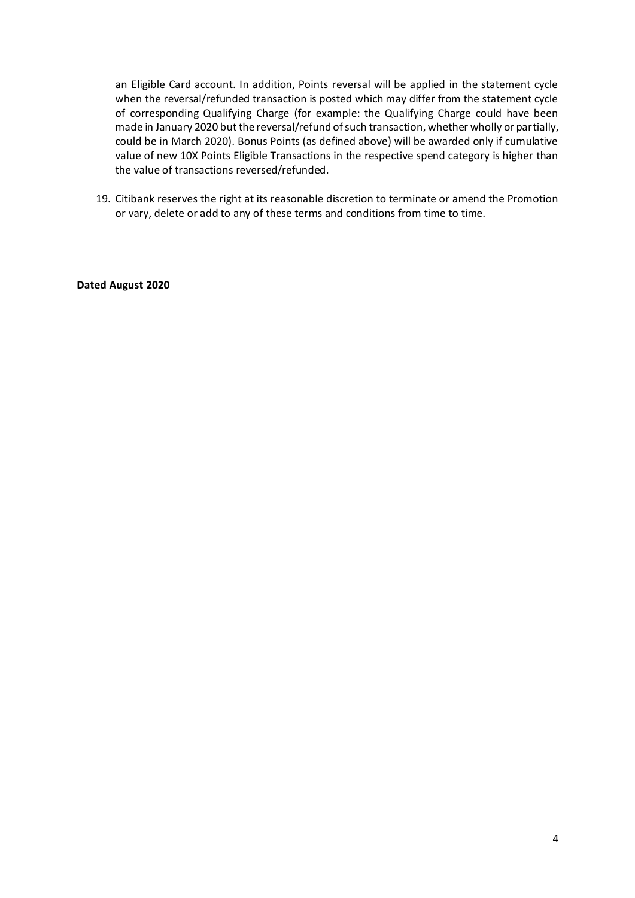an Eligible Card account. In addition, Points reversal will be applied in the statement cycle when the reversal/refunded transaction is posted which may differ from the statement cycle of corresponding Qualifying Charge (for example: the Qualifying Charge could have been made in January 2020 but the reversal/refund of such transaction, whether wholly or partially, could be in March 2020). Bonus Points (as defined above) will be awarded only if cumulative value of new 10X Points Eligible Transactions in the respective spend category is higher than the value of transactions reversed/refunded.

19. Citibank reserves the right at its reasonable discretion to terminate or amend the Promotion or vary, delete or add to any of these terms and conditions from time to time.

**Dated August 2020**